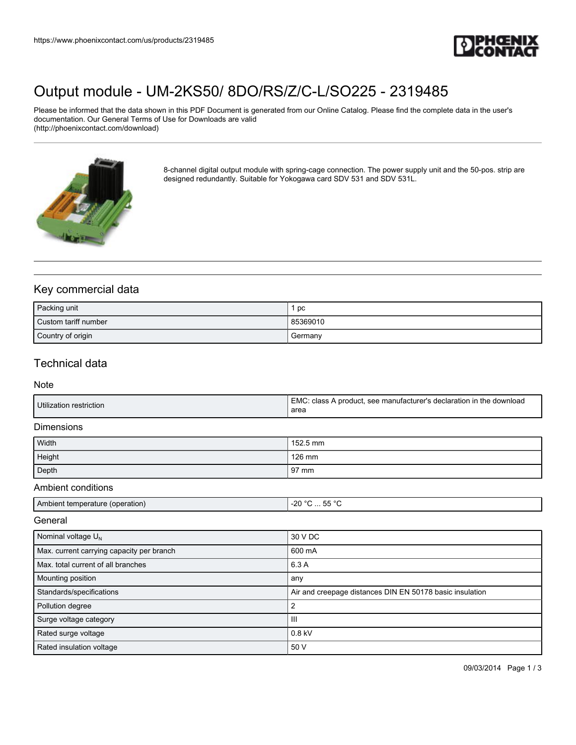# Output module - UM-2KS50/ 8DO/RS/Z/C-L/SO225 - 2319485

Please be informed that the data shown in this PDF Document is generated from our Online Catalog. Please find the complete data in the user's documentation. Our General Terms of Use for Downloads are valid (http://phoenixcontact.com/download)

8-channel digital output module with spring-cage connection. The power supply unit and the 50-pos. strip are designed redundantly. Suitable for Yokogawa card SDV 531 and SDV 531L.

## Key commercial data

| | |
|---|---|
| Packing unit | 1 pc |
| Custom tariff number | 85369010 |
| Country of origin | Germany |

## Technical data

### Note

| | |
|---|---|
| Utilization restriction | EMC: class A product, see manufacturer's declaration in the download area |

### Dimensions

| | |
|---|---|
| Width | 152.5 mm |
| Height | 126 mm |
| Depth | 97 mm |

### Ambient conditions

| | |
|---|---|
| Ambient temperature (operation) | -20 °C ... 55 °C |

### General

| | |
|---|---|
| Nominal voltage $U_N$ | 30 V DC |
| Max. current carrying capacity per branch | 600 mA |
| Max. total current of all branches | 6.3 A |
| Mounting position | any |
| Standards/specifications | Air and creepage distances DIN EN 50178 basic insulation |
| Pollution degree | 2 |
| Surge voltage category | III |
| Rated surge voltage | 0.8 kV |
| Rated insulation voltage | 50 V |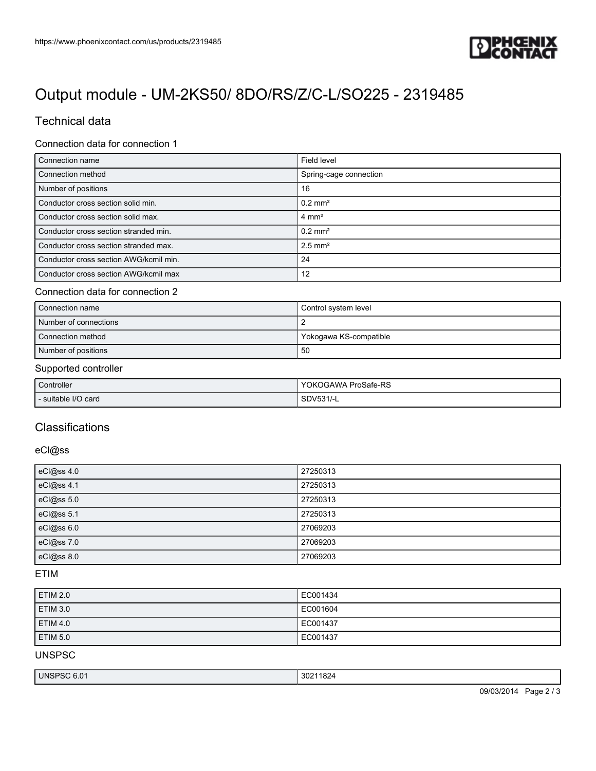# Output module - UM-2KS50/ 8DO/RS/Z/C-L/SO225 - 2319485

## Technical data

### Connection data for connection 1

| | |
|---|---|
| Connection name | Field level |
| Connection method | Spring-cage connection |
| Number of positions | 16 |
| Conductor cross section solid min. | 0.2 mm² |
| Conductor cross section solid max. | 4 mm² |
| Conductor cross section stranded min. | 0.2 mm² |
| Conductor cross section stranded max. | 2.5 mm² |
| Conductor cross section AWG/kcmil min. | 24 |
| Conductor cross section AWG/kcmil max | 12 |

### Connection data for connection 2

| | |
|---|---|
| Connection name | Control system level |
| Number of connections | 2 |
| Connection method | Yokogawa KS-compatible |
| Number of positions | 50 |

### Supported controller

| | |
|---|---|
| Controller | YOKOGAWA ProSafe-RS |
| - suitable I/O card | SDV531/-L |

## Classifications

### eCl@ss

| | |
|---|---|
| eCl@ss 4.0 | 27250313 |
| eCl@ss 4.1 | 27250313 |
| eCl@ss 5.0 | 27250313 |
| eCl@ss 5.1 | 27250313 |
| eCl@ss 6.0 | 27069203 |
| eCl@ss 7.0 | 27069203 |
| eCl@ss 8.0 | 27069203 |

### ETIM

| | |
|---|---|
| ETIM 2.0 | EC001434 |
| ETIM 3.0 | EC001604 |
| ETIM 4.0 | EC001437 |
| ETIM 5.0 | EC001437 |

### UNSPSC

| | |
|---|---|
| UNSPSC 6.01 | 30211824 |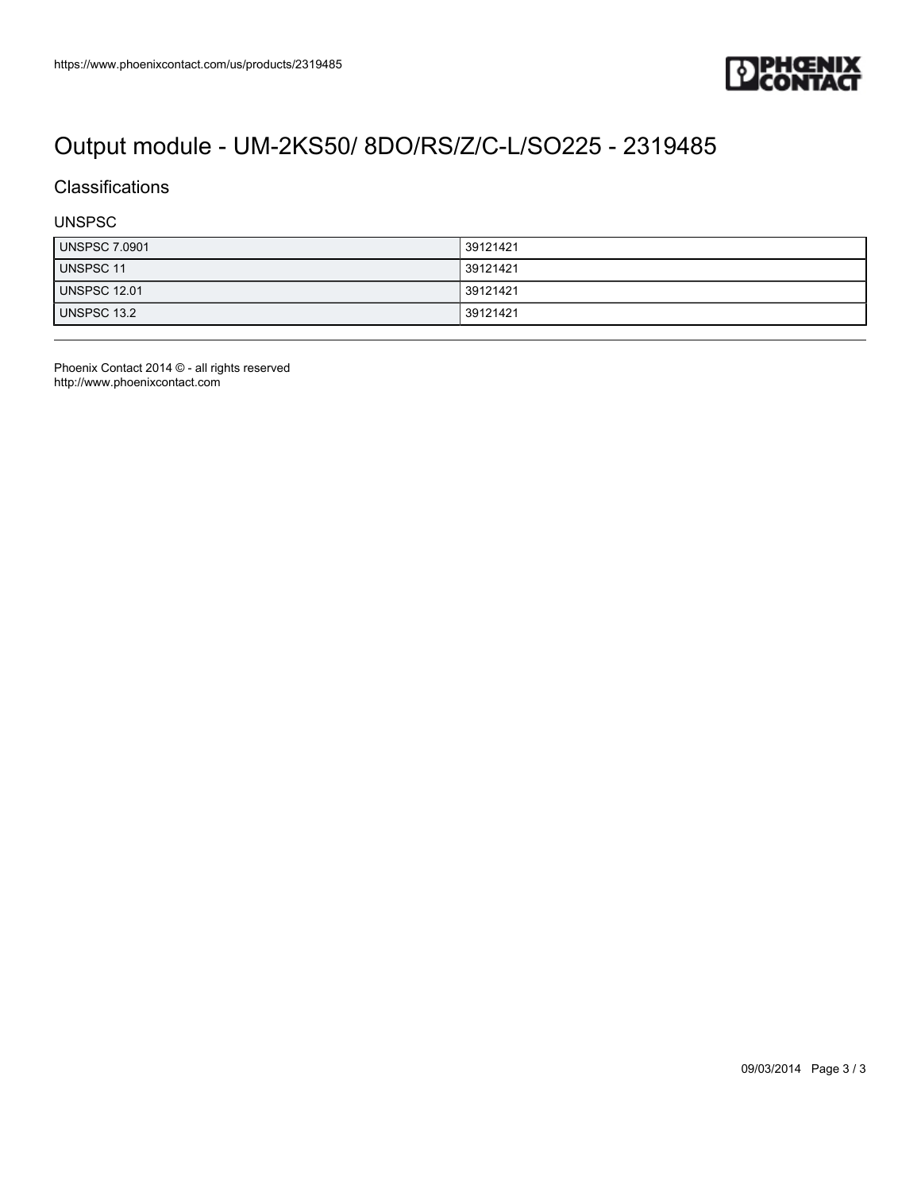# Output module - UM-2KS50/ 8DO/RS/Z/C-L/SO225 - 2319485

## Classifications

### UNSPSC

| | |
|---|---|
| UNSPSC 7.0901 | 39121421 |
| UNSPSC 11 | 39121421 |
| UNSPSC 12.01 | 39121421 |
| UNSPSC 13.2 | 39121421 |

Phoenix Contact 2014 © - all rights reserved
http://www.phoenixcontact.com